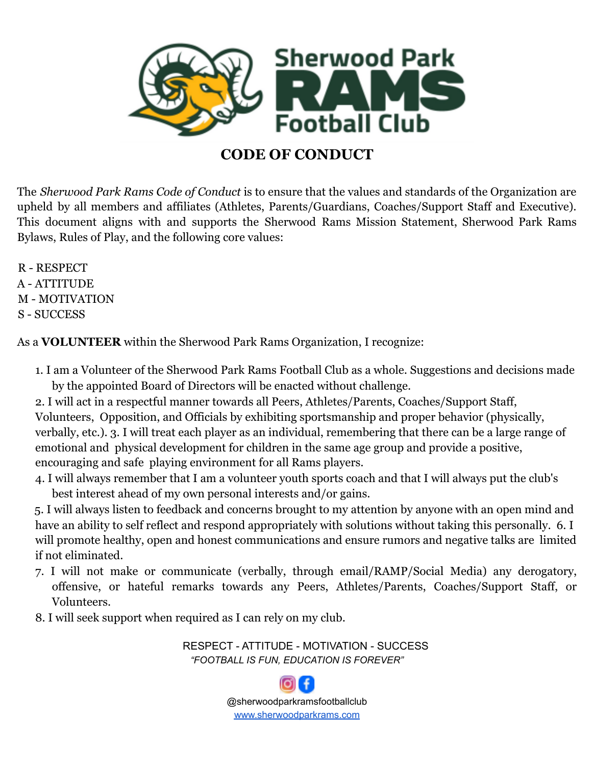Sherwood Park
RAMS
Football Club

# CODE OF CONDUCT

The *Sherwood Park Rams Code of Conduct* is to ensure that the values and standards of the Organization are upheld by all members and affiliates (Athletes, Parents/Guardians, Coaches/Support Staff and Executive). This document aligns with and supports the Sherwood Rams Mission Statement, Sherwood Park Rams Bylaws, Rules of Play, and the following core values:

R - RESPECT
A - ATTITUDE
M - MOTIVATION
S - SUCCESS

As a **VOLUNTEER** within the Sherwood Park Rams Organization, I recognize:

1. I am a Volunteer of the Sherwood Park Rams Football Club as a whole. Suggestions and decisions made by the appointed Board of Directors will be enacted without challenge.
2. I will act in a respectful manner towards all Peers, Athletes/Parents, Coaches/Support Staff, Volunteers, Opposition, and Officials by exhibiting sportsmanship and proper behavior (physically, verbally, etc.). 3. I will treat each player as an individual, remembering that there can be a large range of emotional and physical development for children in the same age group and provide a positive, encouraging and safe playing environment for all Rams players.
4. I will always remember that I am a volunteer youth sports coach and that I will always put the club's best interest ahead of my own personal interests and/or gains.
5. I will always listen to feedback and concerns brought to my attention by anyone with an open mind and have an ability to self reflect and respond appropriately with solutions without taking this personally. 6. I will promote healthy, open and honest communications and ensure rumors and negative talks are limited if not eliminated.
7. I will not make or communicate (verbally, through email/RAMP/Social Media) any derogatory, offensive, or hateful remarks towards any Peers, Athletes/Parents, Coaches/Support Staff, or Volunteers.
8. I will seek support when required as I can rely on my club.

RESPECT - ATTITUDE - MOTIVATION - SUCCESS
*"FOOTBALL IS FUN, EDUCATION IS FOREVER"*

@sherwoodparkramsfootballclub
[www.sherwoodparkrams.com](www.sherwoodparkrams.com)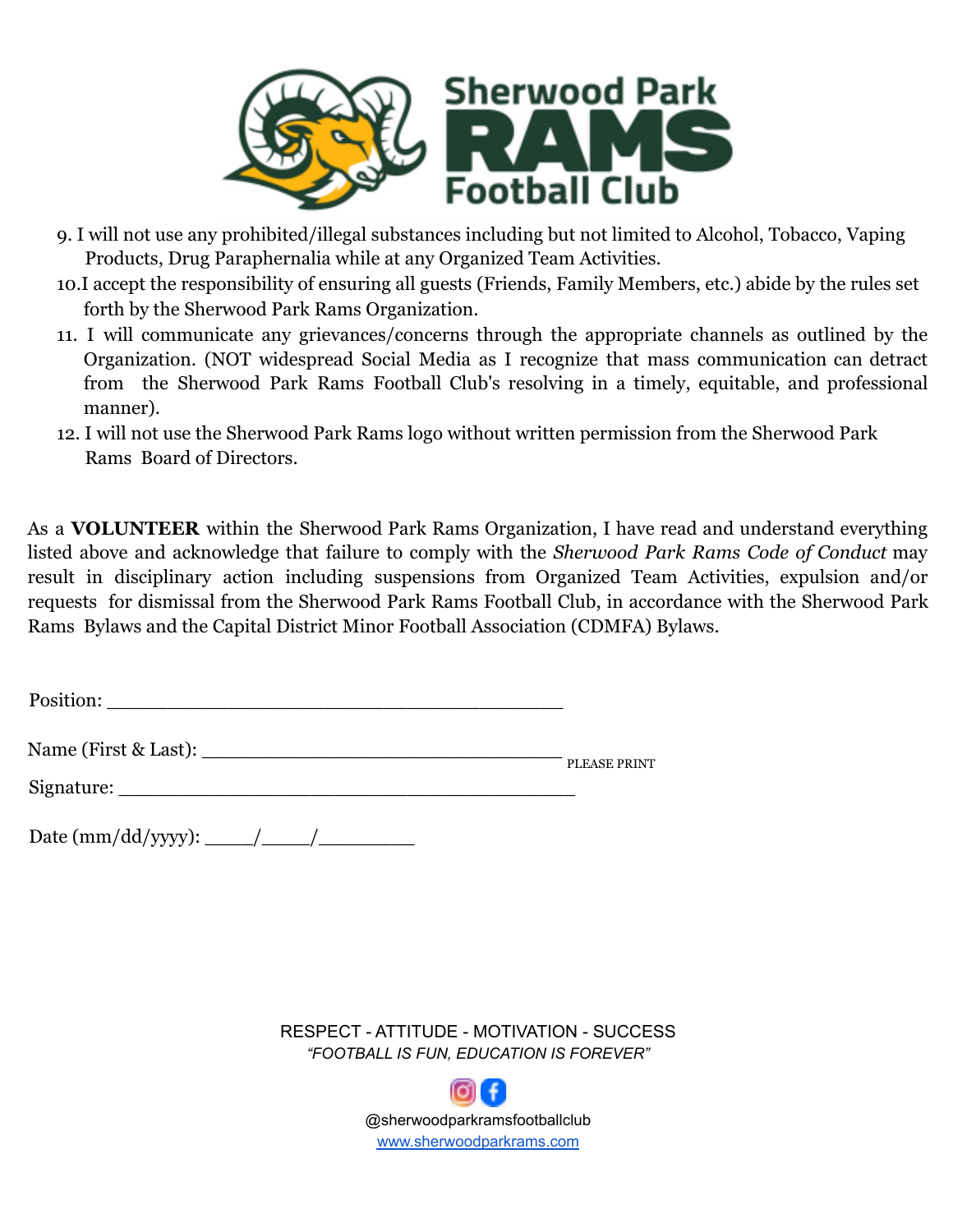Sherwood Park
RAMS
Football Club

9. I will not use any prohibited/illegal substances including but not limited to Alcohol, Tobacco, Vaping Products, Drug Paraphernalia while at any Organized Team Activities.
10. I accept the responsibility of ensuring all guests (Friends, Family Members, etc.) abide by the rules set forth by the Sherwood Park Rams Organization.
11. I will communicate any grievances/concerns through the appropriate channels as outlined by the Organization. (NOT widespread Social Media as I recognize that mass communication can detract from the Sherwood Park Rams Football Club's resolving in a timely, equitable, and professional manner).
12. I will not use the Sherwood Park Rams logo without written permission from the Sherwood Park Rams Board of Directors.

As a **VOLUNTEER** within the Sherwood Park Rams Organization, I have read and understand everything listed above and acknowledge that failure to comply with the *Sherwood Park Rams Code of Conduct* may result in disciplinary action including suspensions from Organized Team Activities, expulsion and/or requests for dismissal from the Sherwood Park Rams Football Club, in accordance with the Sherwood Park Rams Bylaws and the Capital District Minor Football Association (CDMFA) Bylaws.

Position: ________________________________________

Name (First & Last): ________________________________ PLEASE PRINT

Signature: ________________________________________

Date (mm/dd/yyyy): ____/____/________

RESPECT - ATTITUDE - MOTIVATION - SUCCESS

*"FOOTBALL IS FUN, EDUCATION IS FOREVER"*

@sherwoodparkramsfootballclub

www.sherwoodparkrams.com